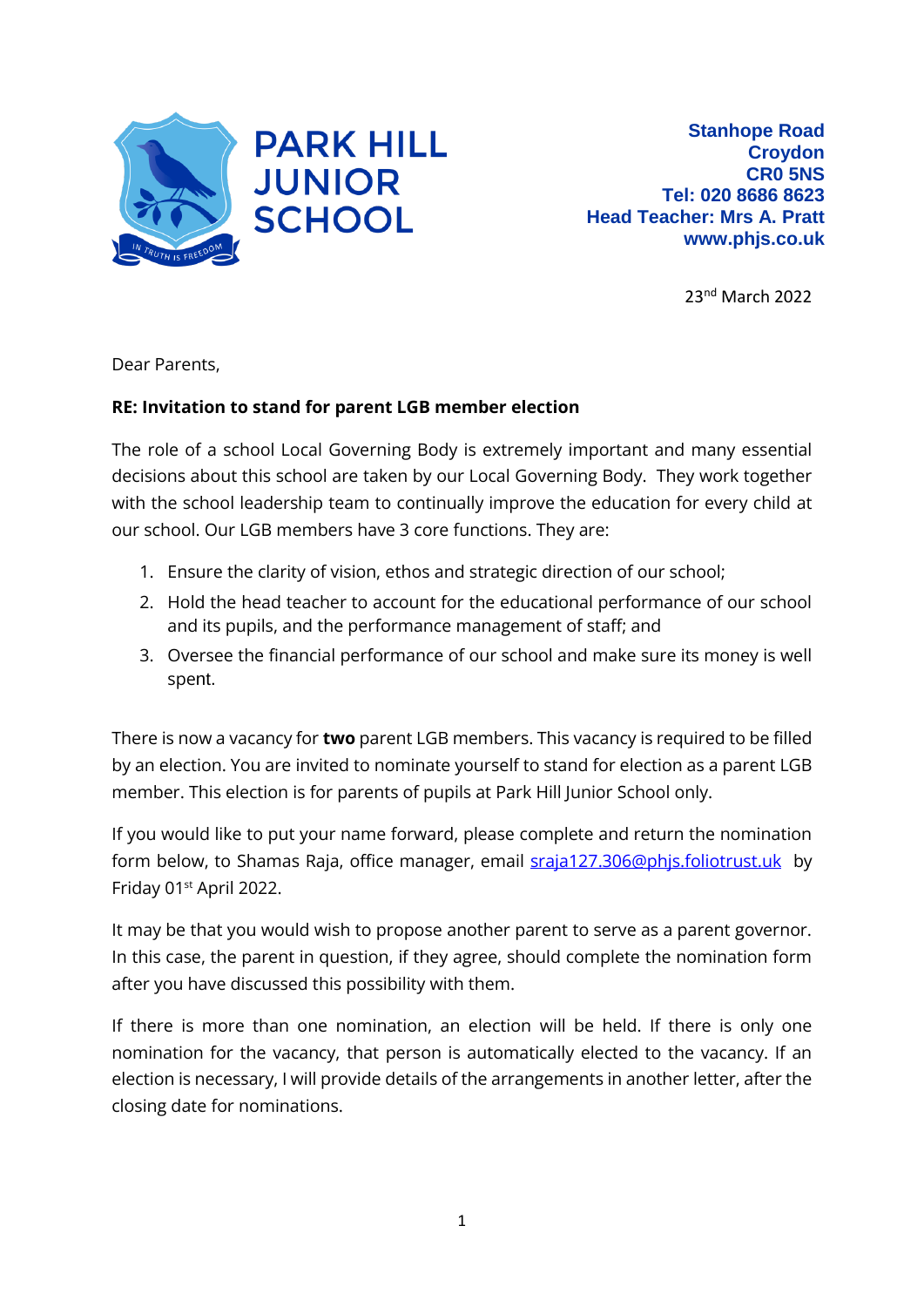**PARK HILL JUNIOR SCHOOL**

IN TRUTH IS FREEDOM

**Stanhope Road**
**Croydon**
**CR0 5NS**
**Tel: 020 8686 8623**
**Head Teacher: Mrs A. Pratt**
**www.phjs.co.uk**

23rd March 2022

Dear Parents,

**RE: Invitation to stand for parent LGB member election**

The role of a school Local Governing Body is extremely important and many essential decisions about this school are taken by our Local Governing Body. They work together with the school leadership team to continually improve the education for every child at our school. Our LGB members have 3 core functions. They are:

1. Ensure the clarity of vision, ethos and strategic direction of our school;
2. Hold the head teacher to account for the educational performance of our school and its pupils, and the performance management of staff; and
3. Oversee the financial performance of our school and make sure its money is well spent.

There is now a vacancy for **two** parent LGB members. This vacancy is required to be filled by an election. You are invited to nominate yourself to stand for election as a parent LGB member. This election is for parents of pupils at Park Hill Junior School only.

If you would like to put your name forward, please complete and return the nomination form below, to Shamas Raja, office manager, email [sraja127.306@phjs.foliotrust.uk](mailto:sraja127.306@phjs.foliotrust.uk) by Friday 01st April 2022.

It may be that you would wish to propose another parent to serve as a parent governor. In this case, the parent in question, if they agree, should complete the nomination form after you have discussed this possibility with them.

If there is more than one nomination, an election will be held. If there is only one nomination for the vacancy, that person is automatically elected to the vacancy. If an election is necessary, I will provide details of the arrangements in another letter, after the closing date for nominations.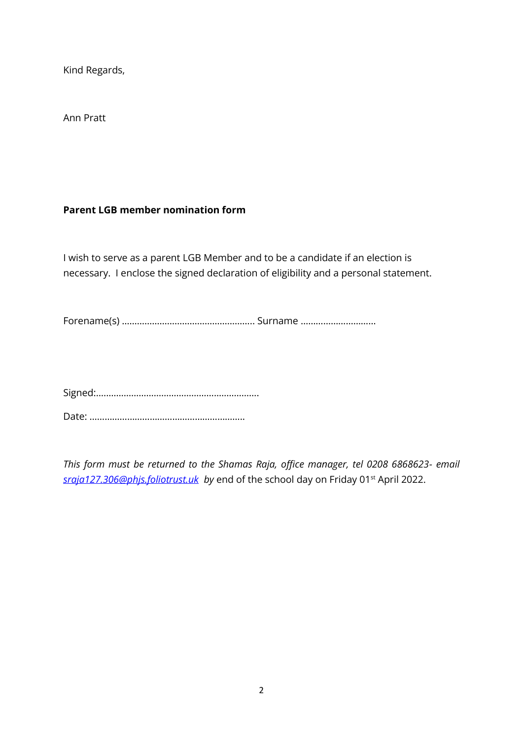Kind Regards,

Ann Pratt

**Parent LGB member nomination form**

I wish to serve as a parent LGB Member and to be a candidate if an election is necessary. I enclose the signed declaration of eligibility and a personal statement.

Forename(s) ..................................................... Surname ..............................

Signed:.................................................................

Date: .............................................................

*This form must be returned to the Shamas Raja, office manager, tel 0208 6868623- email [sraja127.306@phjs.foliotrust.uk](mailto:sraja127.306@phjs.foliotrust.uk) by* end of the school day on Friday 01st April 2022.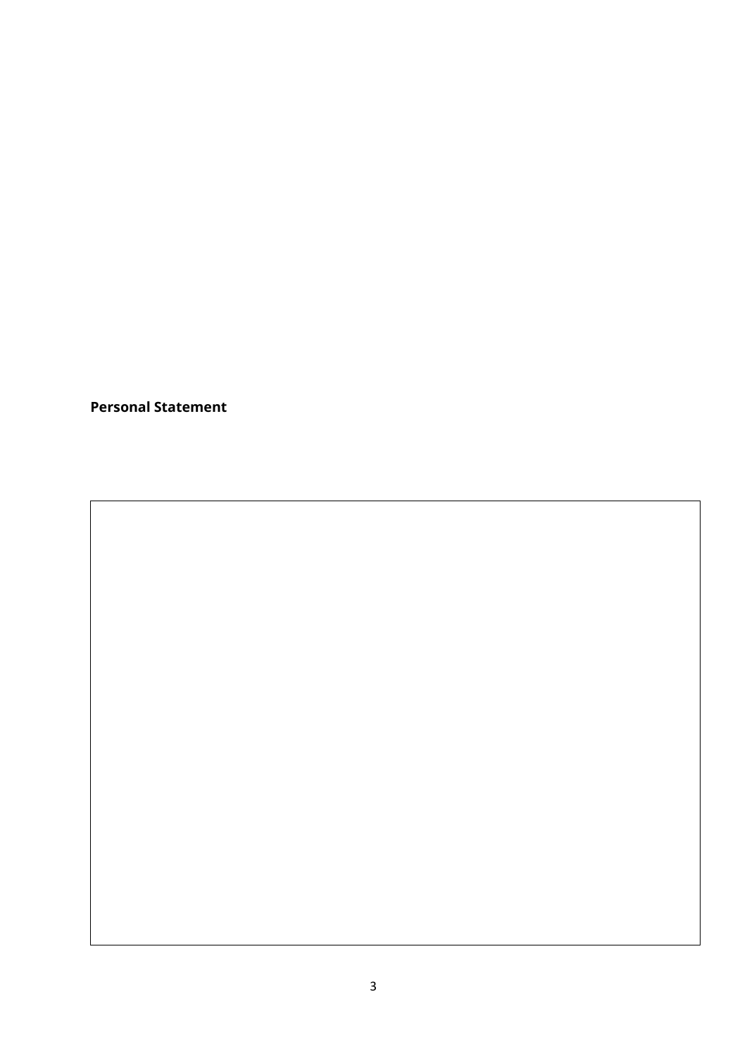**Personal Statement**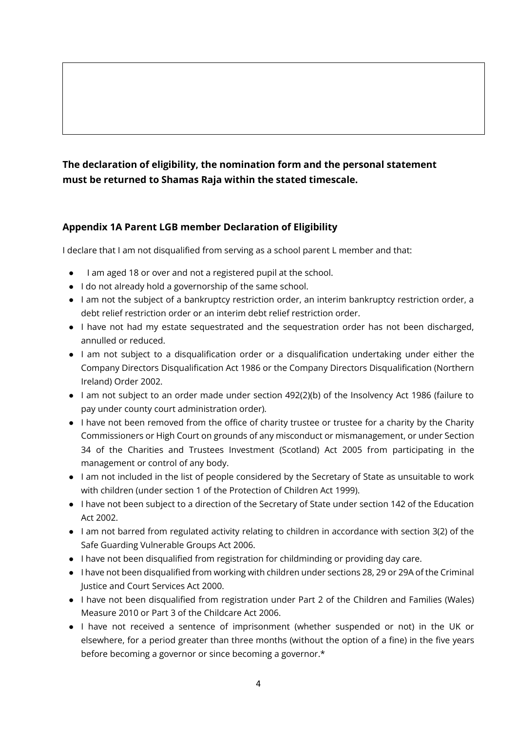**The declaration of eligibility, the nomination form and the personal statement must be returned to Shamas Raja within the stated timescale.**

### Appendix 1A Parent LGB member Declaration of Eligibility

I declare that I am not disqualified from serving as a school parent L member and that:

- I am aged 18 or over and not a registered pupil at the school.
- I do not already hold a governorship of the same school.
- I am not the subject of a bankruptcy restriction order, an interim bankruptcy restriction order, a debt relief restriction order or an interim debt relief restriction order.
- I have not had my estate sequestrated and the sequestration order has not been discharged, annulled or reduced.
- I am not subject to a disqualification order or a disqualification undertaking under either the Company Directors Disqualification Act 1986 or the Company Directors Disqualification (Northern Ireland) Order 2002.
- I am not subject to an order made under section 492(2)(b) of the Insolvency Act 1986 (failure to pay under county court administration order).
- I have not been removed from the office of charity trustee or trustee for a charity by the Charity Commissioners or High Court on grounds of any misconduct or mismanagement, or under Section 34 of the Charities and Trustees Investment (Scotland) Act 2005 from participating in the management or control of any body.
- I am not included in the list of people considered by the Secretary of State as unsuitable to work with children (under section 1 of the Protection of Children Act 1999).
- I have not been subject to a direction of the Secretary of State under section 142 of the Education Act 2002.
- I am not barred from regulated activity relating to children in accordance with section 3(2) of the Safe Guarding Vulnerable Groups Act 2006.
- I have not been disqualified from registration for childminding or providing day care.
- I have not been disqualified from working with children under sections 28, 29 or 29A of the Criminal Justice and Court Services Act 2000.
- I have not been disqualified from registration under Part 2 of the Children and Families (Wales) Measure 2010 or Part 3 of the Childcare Act 2006.
- I have not received a sentence of imprisonment (whether suspended or not) in the UK or elsewhere, for a period greater than three months (without the option of a fine) in the five years before becoming a governor or since becoming a governor.*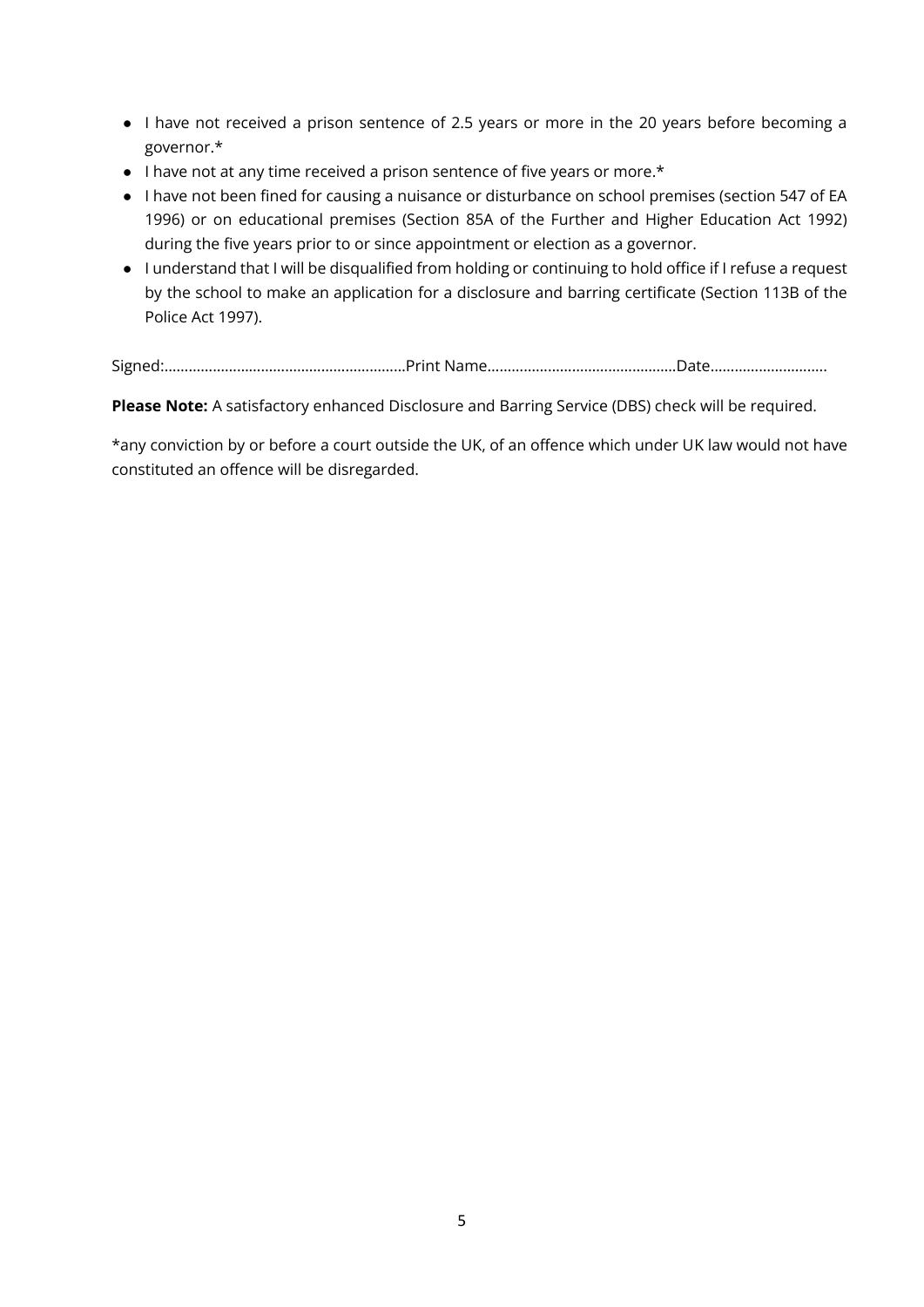- I have not received a prison sentence of 2.5 years or more in the 20 years before becoming a governor.*
- I have not at any time received a prison sentence of five years or more.*
- I have not been fined for causing a nuisance or disturbance on school premises (section 547 of EA 1996) or on educational premises (Section 85A of the Further and Higher Education Act 1992) during the five years prior to or since appointment or election as a governor.
- I understand that I will be disqualified from holding or continuing to hold office if I refuse a request by the school to make an application for a disclosure and barring certificate (Section 113B of the Police Act 1997).

Signed:............................................................Print Name...............................................Date............................

**Please Note:** A satisfactory enhanced Disclosure and Barring Service (DBS) check will be required.

*any conviction by or before a court outside the UK, of an offence which under UK law would not have constituted an offence will be disregarded.